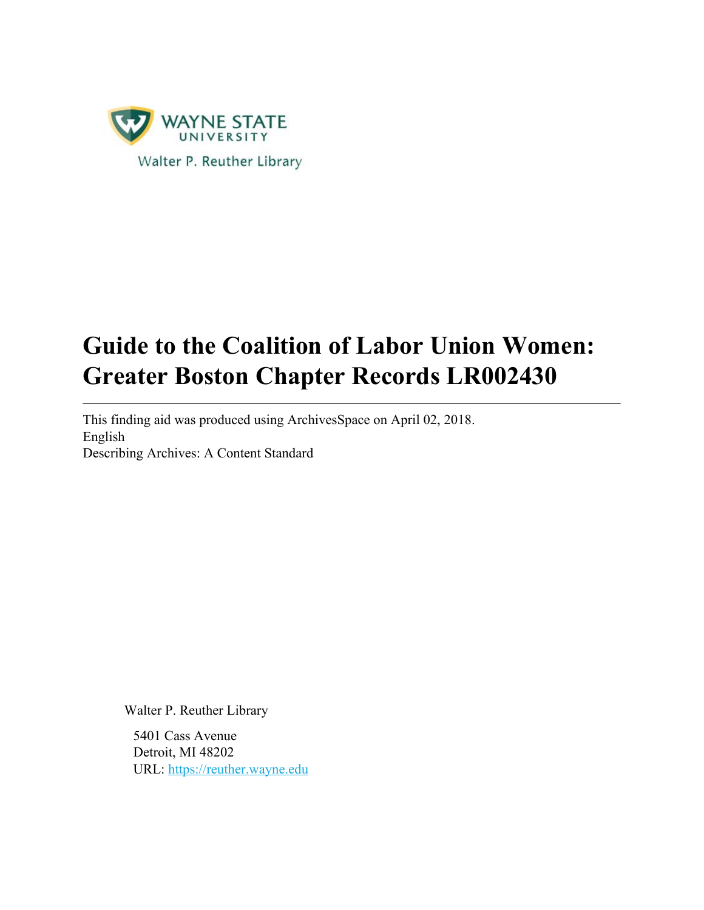WAYNE STATE UNIVERSITY

Walter P. Reuther Library

# Guide to the Coalition of Labor Union Women: Greater Boston Chapter Records LR002430

---

This finding aid was produced using ArchivesSpace on April 02, 2018.
English
Describing Archives: A Content Standard

Walter P. Reuther Library

5401 Cass Avenue
Detroit, MI 48202
URL: https://reuther.wayne.edu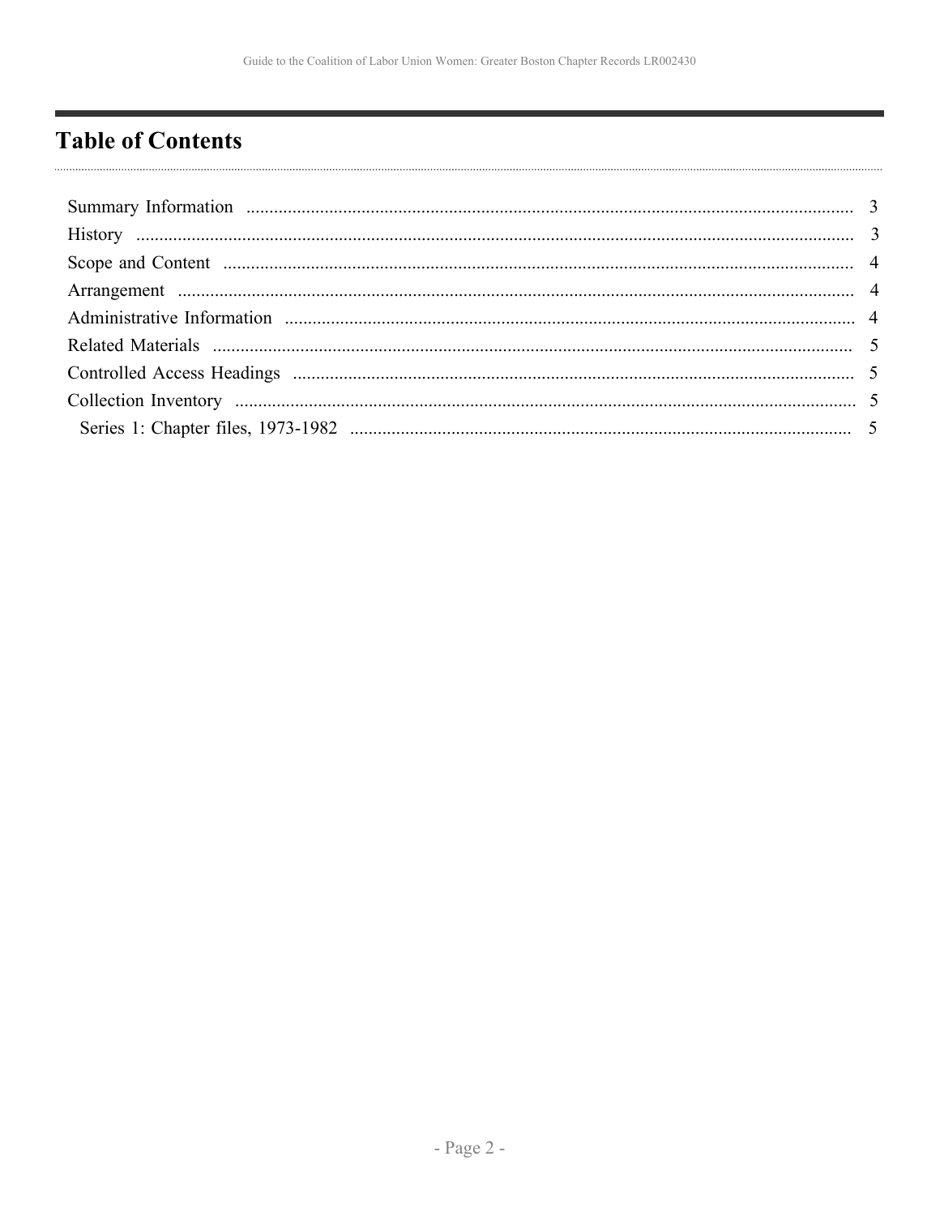# Table of Contents

- Summary Information ..... 3
- History ..... 3
- Scope and Content ..... 4
- Arrangement ..... 4
- Administrative Information ..... 4
- Related Materials ..... 5
- Controlled Access Headings ..... 5
- Collection Inventory ..... 5
  - Series 1: Chapter files, 1973-1982 ..... 5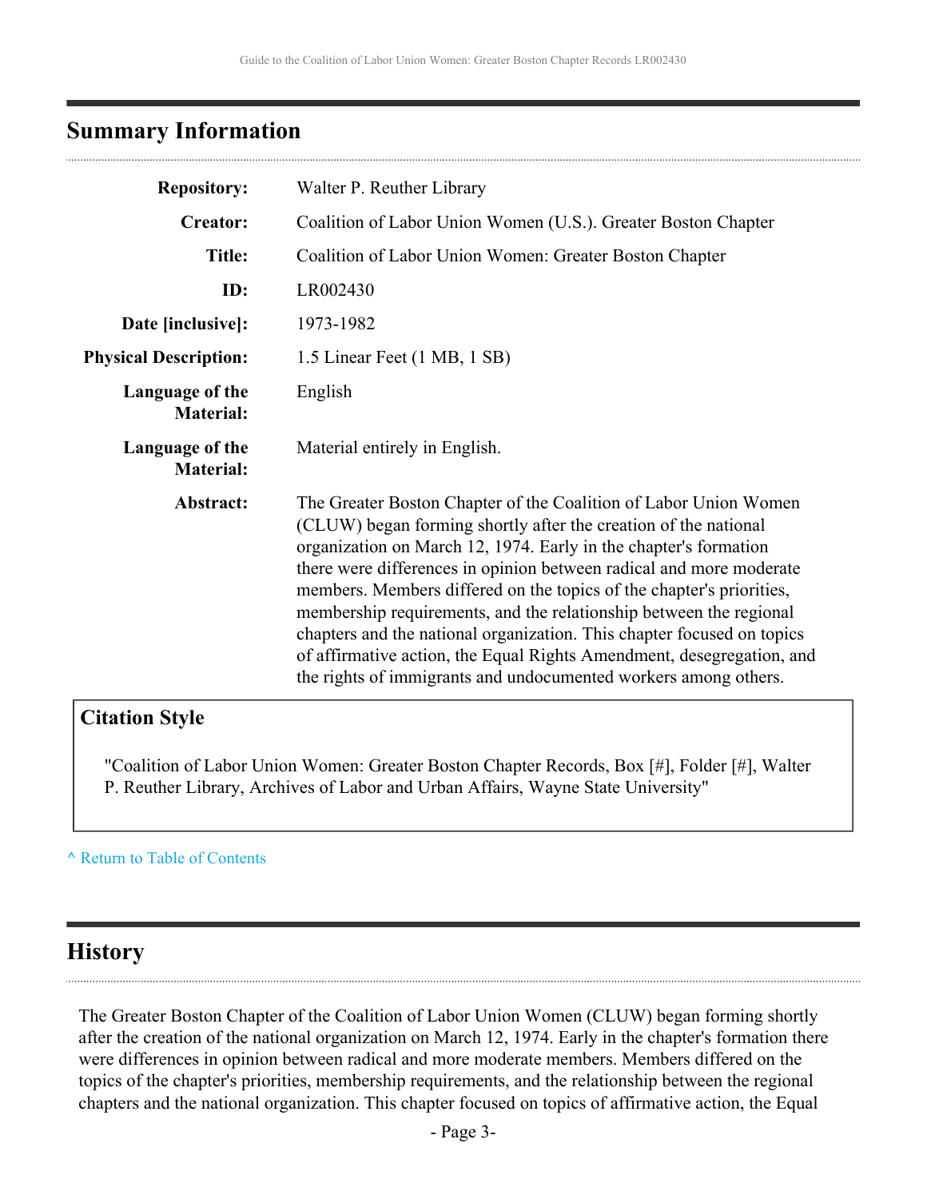## Summary Information

| | |
|---|---|
| **Repository:** | Walter P. Reuther Library |
| **Creator:** | Coalition of Labor Union Women (U.S.). Greater Boston Chapter |
| **Title:** | Coalition of Labor Union Women: Greater Boston Chapter |
| **ID:** | LR002430 |
| **Date [inclusive]:** | 1973-1982 |
| **Physical Description:** | 1.5 Linear Feet (1 MB, 1 SB) |
| **Language of the Material:** | English |
| **Language of the Material:** | Material entirely in English. |
| **Abstract:** | The Greater Boston Chapter of the Coalition of Labor Union Women (CLUW) began forming shortly after the creation of the national organization on March 12, 1974. Early in the chapter's formation there were differences in opinion between radical and more moderate members. Members differed on the topics of the chapter's priorities, membership requirements, and the relationship between the regional chapters and the national organization. This chapter focused on topics of affirmative action, the Equal Rights Amendment, desegregation, and the rights of immigrants and undocumented workers among others. |

### Citation Style

"Coalition of Labor Union Women: Greater Boston Chapter Records, Box [#], Folder [#], Walter P. Reuther Library, Archives of Labor and Urban Affairs, Wayne State University"

^ Return to Table of Contents

## History

The Greater Boston Chapter of the Coalition of Labor Union Women (CLUW) began forming shortly after the creation of the national organization on March 12, 1974. Early in the chapter's formation there were differences in opinion between radical and more moderate members. Members differed on the topics of the chapter's priorities, membership requirements, and the relationship between the regional chapters and the national organization. This chapter focused on topics of affirmative action, the Equal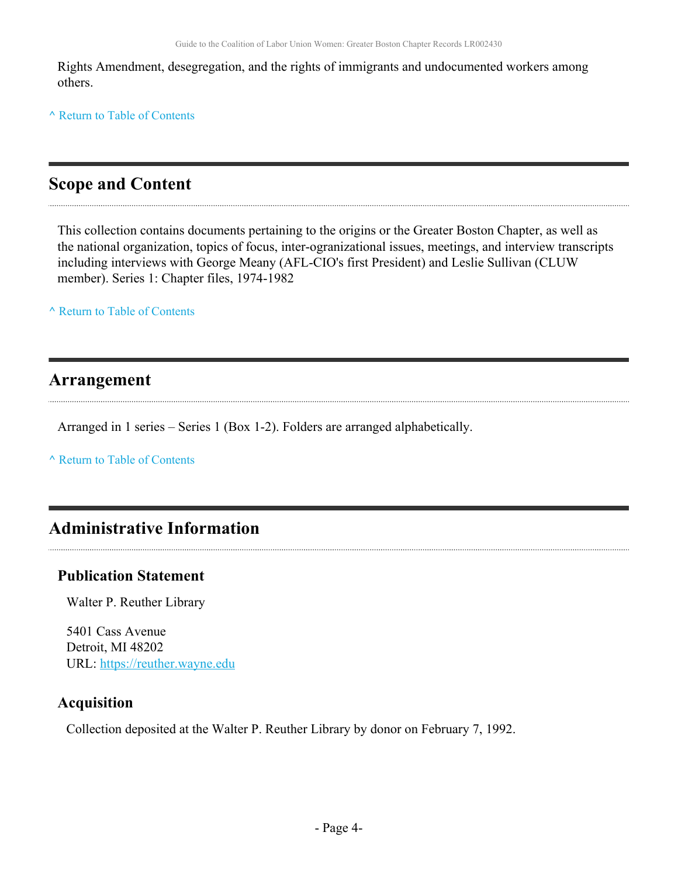Rights Amendment, desegregation, and the rights of immigrants and undocumented workers among others.

^ Return to Table of Contents

## Scope and Content

This collection contains documents pertaining to the origins or the Greater Boston Chapter, as well as the national organization, topics of focus, inter-ogranizational issues, meetings, and interview transcripts including interviews with George Meany (AFL-CIO's first President) and Leslie Sullivan (CLUW member). Series 1: Chapter files, 1974-1982

^ Return to Table of Contents

## Arrangement

Arranged in 1 series – Series 1 (Box 1-2). Folders are arranged alphabetically.

^ Return to Table of Contents

## Administrative Information

### Publication Statement

Walter P. Reuther Library

5401 Cass Avenue
Detroit, MI 48202
URL: https://reuther.wayne.edu

### Acquisition

Collection deposited at the Walter P. Reuther Library by donor on February 7, 1992.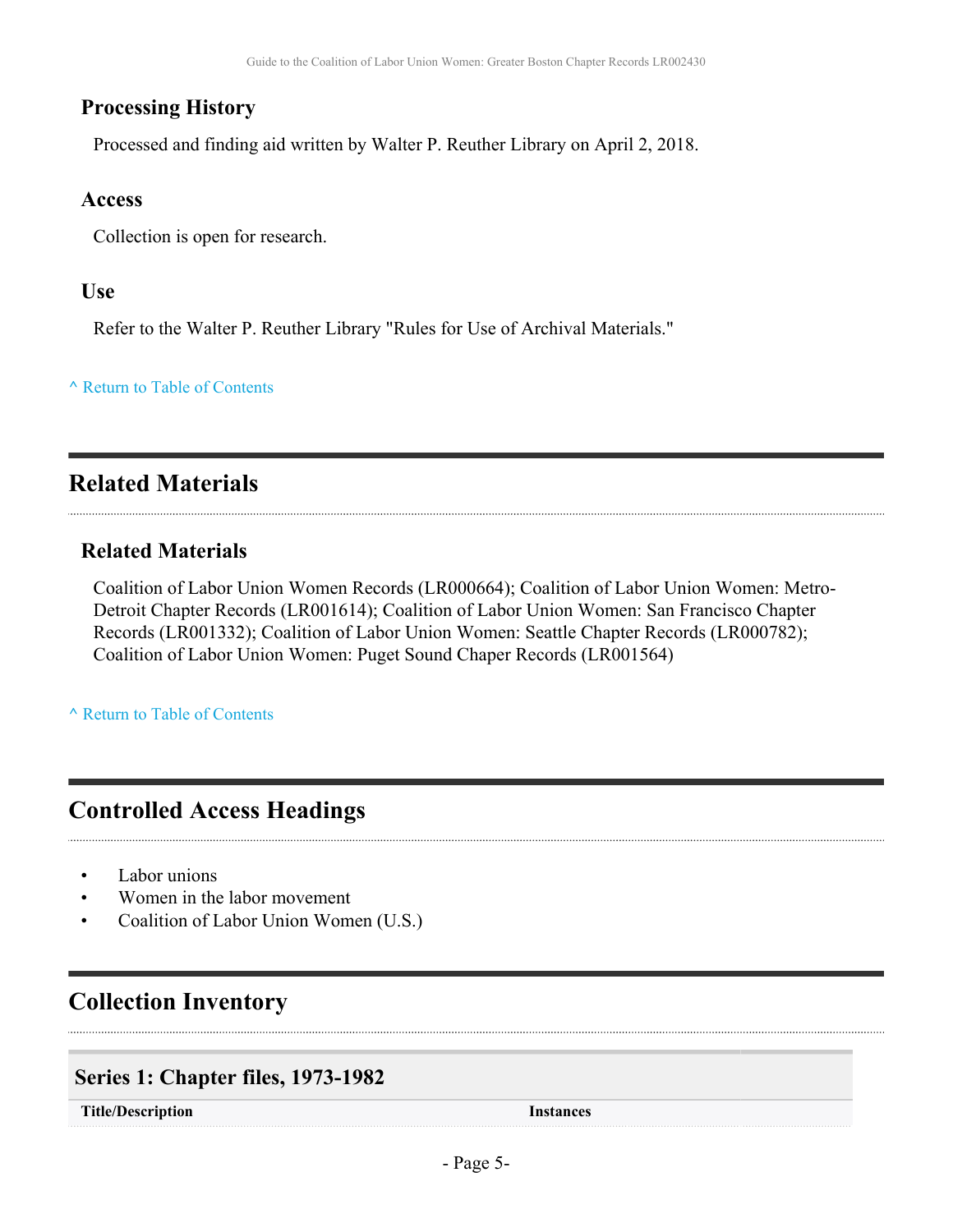### Processing History

Processed and finding aid written by Walter P. Reuther Library on April 2, 2018.

### Access

Collection is open for research.

### Use

Refer to the Walter P. Reuther Library "Rules for Use of Archival Materials."

^ Return to Table of Contents

## Related Materials

### Related Materials

Coalition of Labor Union Women Records (LR000664); Coalition of Labor Union Women: Metro-Detroit Chapter Records (LR001614); Coalition of Labor Union Women: San Francisco Chapter Records (LR001332); Coalition of Labor Union Women: Seattle Chapter Records (LR000782); Coalition of Labor Union Women: Puget Sound Chaper Records (LR001564)

^ Return to Table of Contents

## Controlled Access Headings

- Labor unions
- Women in the labor movement
- Coalition of Labor Union Women (U.S.)

## Collection Inventory

### Series 1: Chapter files, 1973-1982

| Title/Description | Instances |
|---|---|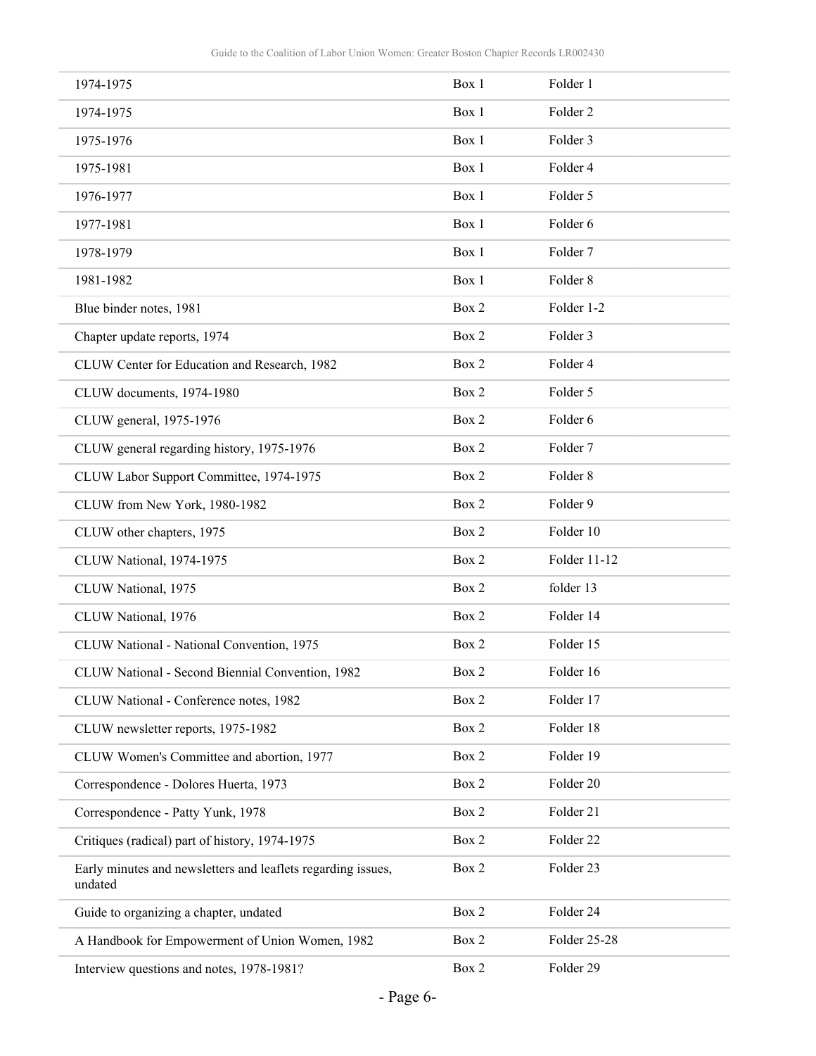| | | |
|---|---|---|
| 1974-1975 | Box 1 | Folder 1 |
| 1974-1975 | Box 1 | Folder 2 |
| 1975-1976 | Box 1 | Folder 3 |
| 1975-1981 | Box 1 | Folder 4 |
| 1976-1977 | Box 1 | Folder 5 |
| 1977-1981 | Box 1 | Folder 6 |
| 1978-1979 | Box 1 | Folder 7 |
| 1981-1982 | Box 1 | Folder 8 |
| Blue binder notes, 1981 | Box 2 | Folder 1-2 |
| Chapter update reports, 1974 | Box 2 | Folder 3 |
| CLUW Center for Education and Research, 1982 | Box 2 | Folder 4 |
| CLUW documents, 1974-1980 | Box 2 | Folder 5 |
| CLUW general, 1975-1976 | Box 2 | Folder 6 |
| CLUW general regarding history, 1975-1976 | Box 2 | Folder 7 |
| CLUW Labor Support Committee, 1974-1975 | Box 2 | Folder 8 |
| CLUW from New York, 1980-1982 | Box 2 | Folder 9 |
| CLUW other chapters, 1975 | Box 2 | Folder 10 |
| CLUW National, 1974-1975 | Box 2 | Folder 11-12 |
| CLUW National, 1975 | Box 2 | folder 13 |
| CLUW National, 1976 | Box 2 | Folder 14 |
| CLUW National - National Convention, 1975 | Box 2 | Folder 15 |
| CLUW National - Second Biennial Convention, 1982 | Box 2 | Folder 16 |
| CLUW National - Conference notes, 1982 | Box 2 | Folder 17 |
| CLUW newsletter reports, 1975-1982 | Box 2 | Folder 18 |
| CLUW Women's Committee and abortion, 1977 | Box 2 | Folder 19 |
| Correspondence - Dolores Huerta, 1973 | Box 2 | Folder 20 |
| Correspondence - Patty Yunk, 1978 | Box 2 | Folder 21 |
| Critiques (radical) part of history, 1974-1975 | Box 2 | Folder 22 |
| Early minutes and newsletters and leaflets regarding issues, undated | Box 2 | Folder 23 |
| Guide to organizing a chapter, undated | Box 2 | Folder 24 |
| A Handbook for Empowerment of Union Women, 1982 | Box 2 | Folder 25-28 |
| Interview questions and notes, 1978-1981? | Box 2 | Folder 29 |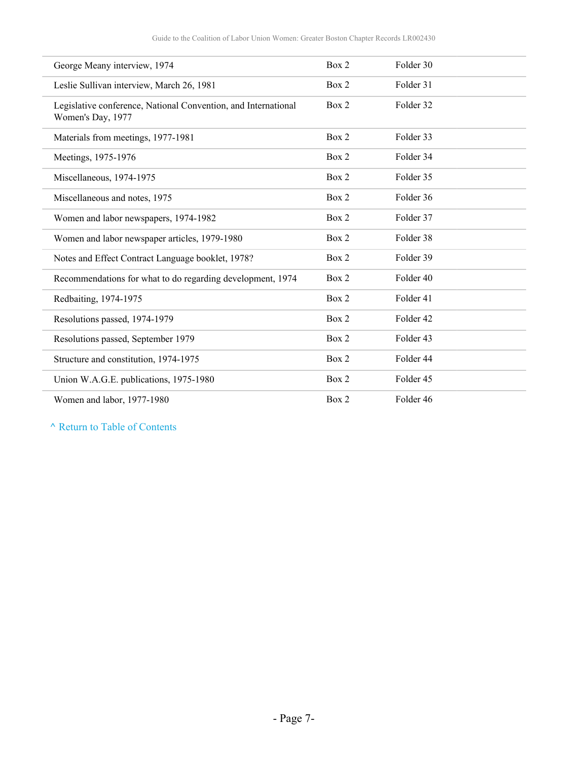| | | |
|---|---|---|
| George Meany interview, 1974 | Box 2 | Folder 30 |
| Leslie Sullivan interview, March 26, 1981 | Box 2 | Folder 31 |
| Legislative conference, National Convention, and International Women's Day, 1977 | Box 2 | Folder 32 |
| Materials from meetings, 1977-1981 | Box 2 | Folder 33 |
| Meetings, 1975-1976 | Box 2 | Folder 34 |
| Miscellaneous, 1974-1975 | Box 2 | Folder 35 |
| Miscellaneous and notes, 1975 | Box 2 | Folder 36 |
| Women and labor newspapers, 1974-1982 | Box 2 | Folder 37 |
| Women and labor newspaper articles, 1979-1980 | Box 2 | Folder 38 |
| Notes and Effect Contract Language booklet, 1978? | Box 2 | Folder 39 |
| Recommendations for what to do regarding development, 1974 | Box 2 | Folder 40 |
| Redbaiting, 1974-1975 | Box 2 | Folder 41 |
| Resolutions passed, 1974-1979 | Box 2 | Folder 42 |
| Resolutions passed, September 1979 | Box 2 | Folder 43 |
| Structure and constitution, 1974-1975 | Box 2 | Folder 44 |
| Union W.A.G.E. publications, 1975-1980 | Box 2 | Folder 45 |
| Women and labor, 1977-1980 | Box 2 | Folder 46 |

^ Return to Table of Contents